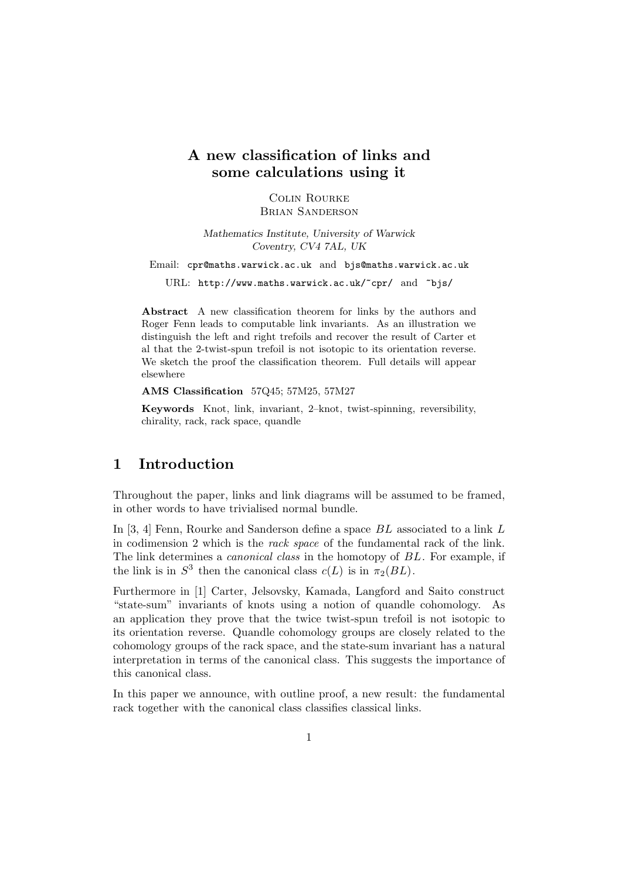# A new classification of links and some calculations using it

Colin Rourke
Brian Sanderson

*Mathematics Institute, University of Warwick*
*Coventry, CV4 7AL, UK*

Email: `cpr@maths.warwick.ac.uk` and `bjs@maths.warwick.ac.uk`

URL: `http://www.maths.warwick.ac.uk/~cpr/` and `~bjs/`

**Abstract** A new classification theorem for links by the authors and Roger Fenn leads to computable link invariants. As an illustration we distinguish the left and right trefoils and recover the result of Carter et al that the 2-twist-spun trefoil is not isotopic to its orientation reverse. We sketch the proof the classification theorem. Full details will appear elsewhere

**AMS Classification** 57Q45; 57M25, 57M27

**Keywords** Knot, link, invariant, 2–knot, twist-spinning, reversibility, chirality, rack, rack space, quandle

## 1 Introduction

Throughout the paper, links and link diagrams will be assumed to be framed, in other words to have trivialised normal bundle.

In [3, 4] Fenn, Rourke and Sanderson define a space $BL$ associated to a link $L$ in codimension 2 which is the *rack space* of the fundamental rack of the link. The link determines a *canonical class* in the homotopy of $BL$. For example, if the link is in $S^3$ then the canonical class $c(L)$ is in $\pi_2(BL)$.

Furthermore in [1] Carter, Jelsovsky, Kamada, Langford and Saito construct "state-sum" invariants of knots using a notion of quandle cohomology. As an application they prove that the twice twist-spun trefoil is not isotopic to its orientation reverse. Quandle cohomology groups are closely related to the cohomology groups of the rack space, and the state-sum invariant has a natural interpretation in terms of the canonical class. This suggests the importance of this canonical class.

In this paper we announce, with outline proof, a new result: the fundamental rack together with the canonical class classifies classical links.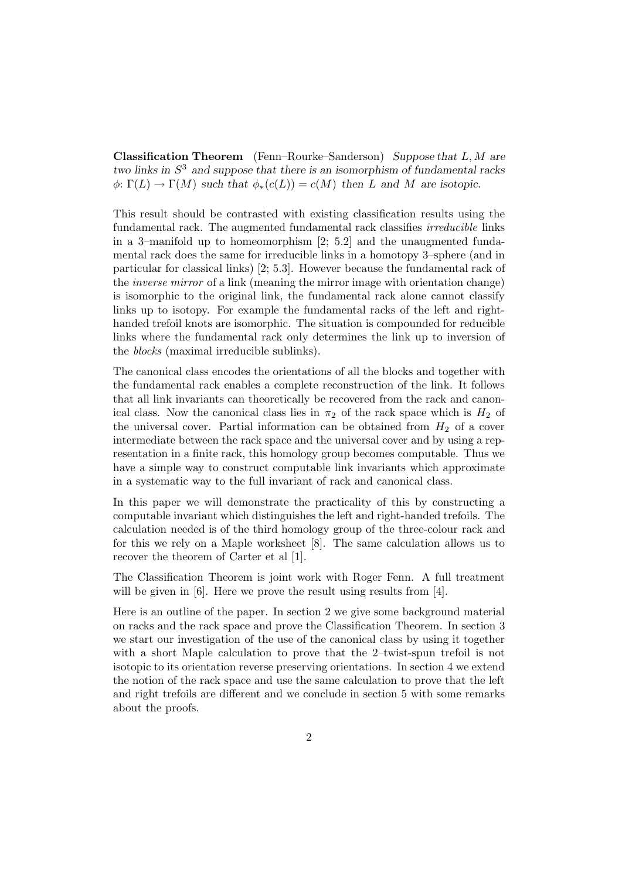**Classification Theorem** (Fenn–Rourke–Sanderson) *Suppose that $L, M$ are two links in $S^3$ and suppose that there is an isomorphism of fundamental racks $\phi\colon \Gamma(L) \to \Gamma(M)$ such that $\phi_*(c(L)) = c(M)$ then $L$ and $M$ are isotopic.*

This result should be contrasted with existing classification results using the fundamental rack. The augmented fundamental rack classifies *irreducible* links in a 3–manifold up to homeomorphism [2; 5.2] and the unaugmented fundamental rack does the same for irreducible links in a homotopy 3–sphere (and in particular for classical links) [2; 5.3]. However because the fundamental rack of the *inverse mirror* of a link (meaning the mirror image with orientation change) is isomorphic to the original link, the fundamental rack alone cannot classify links up to isotopy. For example the fundamental racks of the left and right-handed trefoil knots are isomorphic. The situation is compounded for reducible links where the fundamental rack only determines the link up to inversion of the *blocks* (maximal irreducible sublinks).

The canonical class encodes the orientations of all the blocks and together with the fundamental rack enables a complete reconstruction of the link. It follows that all link invariants can theoretically be recovered from the rack and canonical class. Now the canonical class lies in $\pi_2$ of the rack space which is $H_2$ of the universal cover. Partial information can be obtained from $H_2$ of a cover intermediate between the rack space and the universal cover and by using a representation in a finite rack, this homology group becomes computable. Thus we have a simple way to construct computable link invariants which approximate in a systematic way to the full invariant of rack and canonical class.

In this paper we will demonstrate the practicality of this by constructing a computable invariant which distinguishes the left and right-handed trefoils. The calculation needed is of the third homology group of the three-colour rack and for this we rely on a Maple worksheet [8]. The same calculation allows us to recover the theorem of Carter et al [1].

The Classification Theorem is joint work with Roger Fenn. A full treatment will be given in [6]. Here we prove the result using results from [4].

Here is an outline of the paper. In section 2 we give some background material on racks and the rack space and prove the Classification Theorem. In section 3 we start our investigation of the use of the canonical class by using it together with a short Maple calculation to prove that the 2–twist-spun trefoil is not isotopic to its orientation reverse preserving orientations. In section 4 we extend the notion of the rack space and use the same calculation to prove that the left and right trefoils are different and we conclude in section 5 with some remarks about the proofs.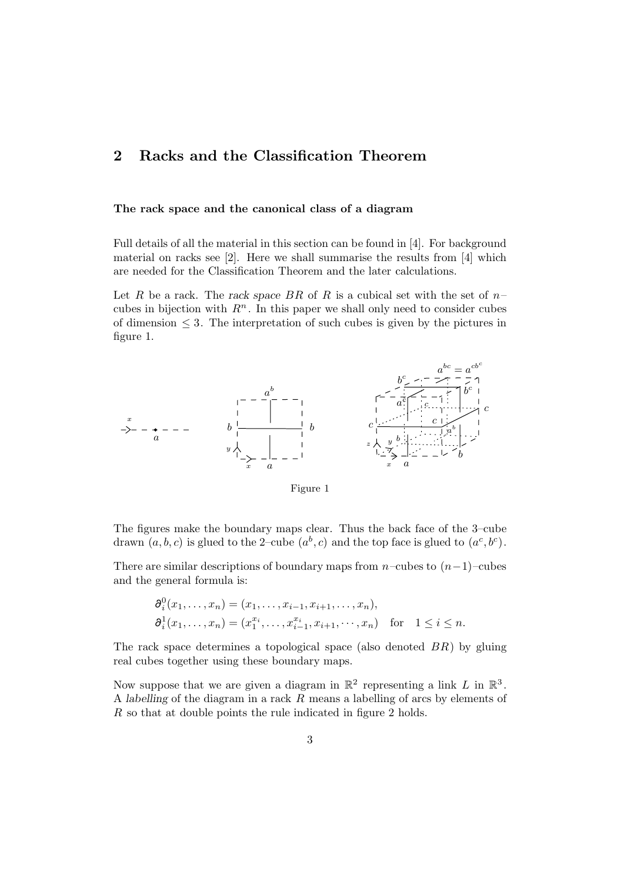## 2 Racks and the Classification Theorem

**The rack space and the canonical class of a diagram**

Full details of all the material in this section can be found in [4]. For background material on racks see [2]. Here we shall summarise the results from [4] which are needed for the Classification Theorem and the later calculations.

Let $R$ be a rack. The *rack space* $BR$ of $R$ is a cubical set with the set of $n$–cubes in bijection with $R^n$. In this paper we shall only need to consider cubes of dimension $\leq 3$. The interpretation of such cubes is given by the pictures in figure 1.

Figure 1

The figures make the boundary maps clear. Thus the back face of the 3–cube drawn $(a, b, c)$ is glued to the 2–cube $(a^b, c)$ and the top face is glued to $(a^c, b^c)$.

There are similar descriptions of boundary maps from $n$–cubes to $(n-1)$–cubes and the general formula is:

$$\partial_i^0(x_1, \ldots, x_n) = (x_1, \ldots, x_{i-1}, x_{i+1}, \ldots, x_n),$$
$$\partial_i^1(x_1, \ldots, x_n) = (x_1^{x_i}, \ldots, x_{i-1}^{x_i}, x_{i+1}, \cdots, x_n) \quad \text{for} \quad 1 \leq i \leq n.$$

The rack space determines a topological space (also denoted $BR$) by gluing real cubes together using these boundary maps.

Now suppose that we are given a diagram in $\mathbb{R}^2$ representing a link $L$ in $\mathbb{R}^3$. A *labelling* of the diagram in a rack $R$ means a labelling of arcs by elements of $R$ so that at double points the rule indicated in figure 2 holds.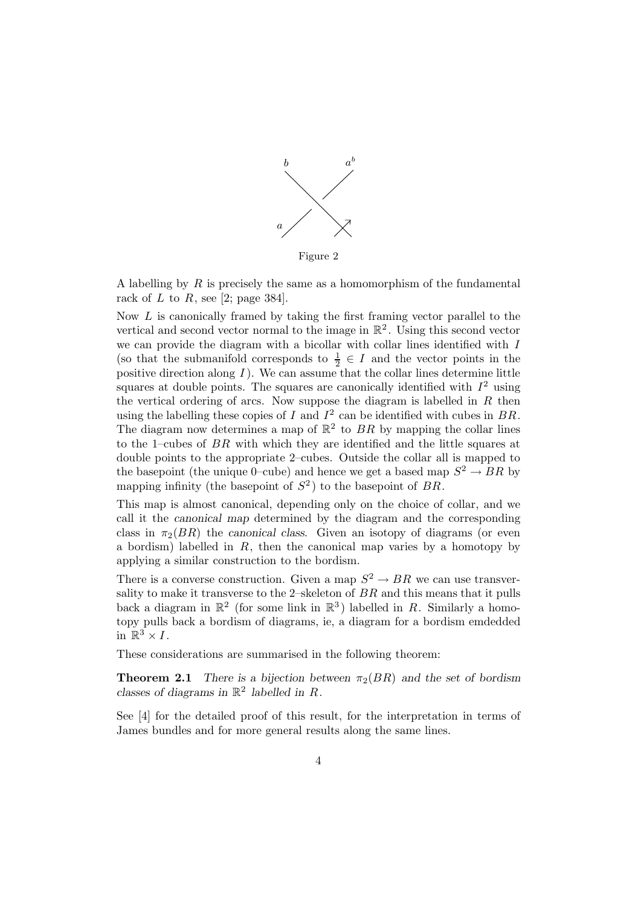Figure 2

A labelling by $R$ is precisely the same as a homomorphism of the fundamental rack of $L$ to $R$, see [2; page 384].

Now $L$ is canonically framed by taking the first framing vector parallel to the vertical and second vector normal to the image in $\mathbb{R}^2$. Using this second vector we can provide the diagram with a bicollar with collar lines identified with $I$ (so that the submanifold corresponds to $\frac{1}{2} \in I$ and the vector points in the positive direction along $I$). We can assume that the collar lines determine little squares at double points. The squares are canonically identified with $I^2$ using the vertical ordering of arcs. Now suppose the diagram is labelled in $R$ then using the labelling these copies of $I$ and $I^2$ can be identified with cubes in $BR$. The diagram now determines a map of $\mathbb{R}^2$ to $BR$ by mapping the collar lines to the 1–cubes of $BR$ with which they are identified and the little squares at double points to the appropriate 2–cubes. Outside the collar all is mapped to the basepoint (the unique 0–cube) and hence we get a based map $S^2 \to BR$ by mapping infinity (the basepoint of $S^2$) to the basepoint of $BR$.

This map is almost canonical, depending only on the choice of collar, and we call it the *canonical map* determined by the diagram and the corresponding class in $\pi_2(BR)$ the *canonical class*. Given an isotopy of diagrams (or even a bordism) labelled in $R$, then the canonical map varies by a homotopy by applying a similar construction to the bordism.

There is a converse construction. Given a map $S^2 \to BR$ we can use transversality to make it transverse to the 2–skeleton of $BR$ and this means that it pulls back a diagram in $\mathbb{R}^2$ (for some link in $\mathbb{R}^3$) labelled in $R$. Similarly a homotopy pulls back a bordism of diagrams, ie, a diagram for a bordism emdedded in $\mathbb{R}^3 \times I$.

These considerations are summarised in the following theorem:

**Theorem 2.1** *There is a bijection between $\pi_2(BR)$ and the set of bordism classes of diagrams in $\mathbb{R}^2$ labelled in $R$.*

See [4] for the detailed proof of this result, for the interpretation in terms of James bundles and for more general results along the same lines.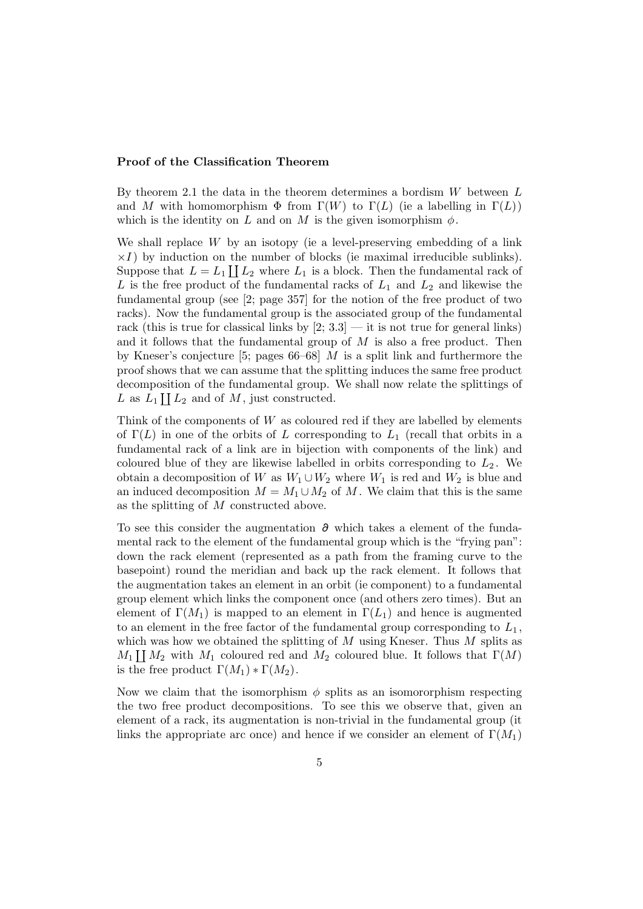**Proof of the Classification Theorem**

By theorem 2.1 the data in the theorem determines a bordism $W$ between $L$ and $M$ with homomorphism $\Phi$ from $\Gamma(W)$ to $\Gamma(L)$ (ie a labelling in $\Gamma(L)$) which is the identity on $L$ and on $M$ is the given isomorphism $\phi$.

We shall replace $W$ by an isotopy (ie a level-preserving embedding of a link $\times I$) by induction on the number of blocks (ie maximal irreducible sublinks). Suppose that $L = L_1 \coprod L_2$ where $L_1$ is a block. Then the fundamental rack of $L$ is the free product of the fundamental racks of $L_1$ and $L_2$ and likewise the fundamental group (see [2; page 357] for the notion of the free product of two racks). Now the fundamental group is the associated group of the fundamental rack (this is true for classical links by [2; 3.3] — it is not true for general links) and it follows that the fundamental group of $M$ is also a free product. Then by Kneser's conjecture [5; pages 66–68] $M$ is a split link and furthermore the proof shows that we can assume that the splitting induces the same free product decomposition of the fundamental group. We shall now relate the splittings of $L$ as $L_1 \coprod L_2$ and of $M$, just constructed.

Think of the components of $W$ as coloured red if they are labelled by elements of $\Gamma(L)$ in one of the orbits of $L$ corresponding to $L_1$ (recall that orbits in a fundamental rack of a link are in bijection with components of the link) and coloured blue of they are likewise labelled in orbits corresponding to $L_2$. We obtain a decomposition of $W$ as $W_1 \cup W_2$ where $W_1$ is red and $W_2$ is blue and an induced decomposition $M = M_1 \cup M_2$ of $M$. We claim that this is the same as the splitting of $M$ constructed above.

To see this consider the augmentation $\partial$ which takes a element of the fundamental rack to the element of the fundamental group which is the "frying pan": down the rack element (represented as a path from the framing curve to the basepoint) round the meridian and back up the rack element. It follows that the augmentation takes an element in an orbit (ie component) to a fundamental group element which links the component once (and others zero times). But an element of $\Gamma(M_1)$ is mapped to an element in $\Gamma(L_1)$ and hence is augmented to an element in the free factor of the fundamental group corresponding to $L_1$, which was how we obtained the splitting of $M$ using Kneser. Thus $M$ splits as $M_1 \coprod M_2$ with $M_1$ coloured red and $M_2$ coloured blue. It follows that $\Gamma(M)$ is the free product $\Gamma(M_1) * \Gamma(M_2)$.

Now we claim that the isomorphism $\phi$ splits as an isomororphism respecting the two free product decompositions. To see this we observe that, given an element of a rack, its augmentation is non-trivial in the fundamental group (it links the appropriate arc once) and hence if we consider an element of $\Gamma(M_1)$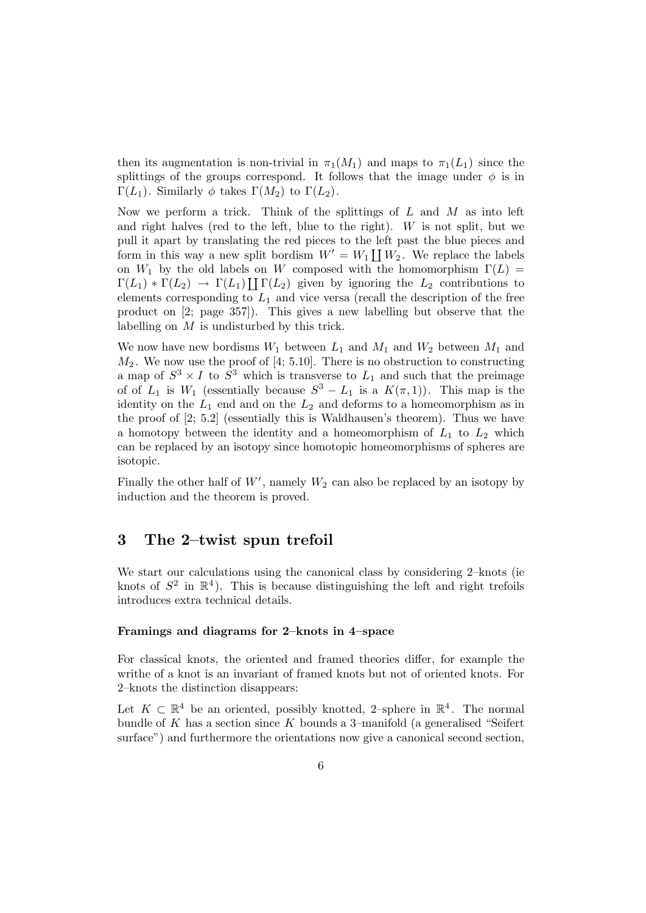then its augmentation is non-trivial in $\pi_1(M_1)$ and maps to $\pi_1(L_1)$ since the splittings of the groups correspond. It follows that the image under $\phi$ is in $\Gamma(L_1)$. Similarly $\phi$ takes $\Gamma(M_2)$ to $\Gamma(L_2)$.

Now we perform a trick. Think of the splittings of $L$ and $M$ as into left and right halves (red to the left, blue to the right). $W$ is not split, but we pull it apart by translating the red pieces to the left past the blue pieces and form in this way a new split bordism $W' = W_1 \coprod W_2$. We replace the labels on $W_1$ by the old labels on $W$ composed with the homomorphism $\Gamma(L) = \Gamma(L_1) * \Gamma(L_2) \to \Gamma(L_1) \coprod \Gamma(L_2)$ given by ignoring the $L_2$ contributions to elements corresponding to $L_1$ and vice versa (recall the description of the free product on [2; page 357]). This gives a new labelling but observe that the labelling on $M$ is undisturbed by this trick.

We now have new bordisms $W_1$ between $L_1$ and $M_1$ and $W_2$ between $M_1$ and $M_2$. We now use the proof of [4; 5.10]. There is no obstruction to constructing a map of $S^3 \times I$ to $S^3$ which is transverse to $L_1$ and such that the preimage of of $L_1$ is $W_1$ (essentially because $S^3 - L_1$ is a $K(\pi, 1)$). This map is the identity on the $L_1$ end and on the $L_2$ and deforms to a homeomorphism as in the proof of [2; 5.2] (essentially this is Waldhausen's theorem). Thus we have a homotopy between the identity and a homeomorphism of $L_1$ to $L_2$ which can be replaced by an isotopy since homotopic homeomorphisms of spheres are isotopic.

Finally the other half of $W'$, namely $W_2$ can also be replaced by an isotopy by induction and the theorem is proved.

## 3 The 2–twist spun trefoil

We start our calculations using the canonical class by considering 2–knots (ie knots of $S^2$ in $\mathbb{R}^4$). This is because distinguishing the left and right trefoils introduces extra technical details.

#### Framings and diagrams for 2–knots in 4–space

For classical knots, the oriented and framed theories differ, for example the writhe of a knot is an invariant of framed knots but not of oriented knots. For 2–knots the distinction disappears:

Let $K \subset \mathbb{R}^4$ be an oriented, possibly knotted, 2–sphere in $\mathbb{R}^4$. The normal bundle of $K$ has a section since $K$ bounds a 3–manifold (a generalised "Seifert surface") and furthermore the orientations now give a canonical second section,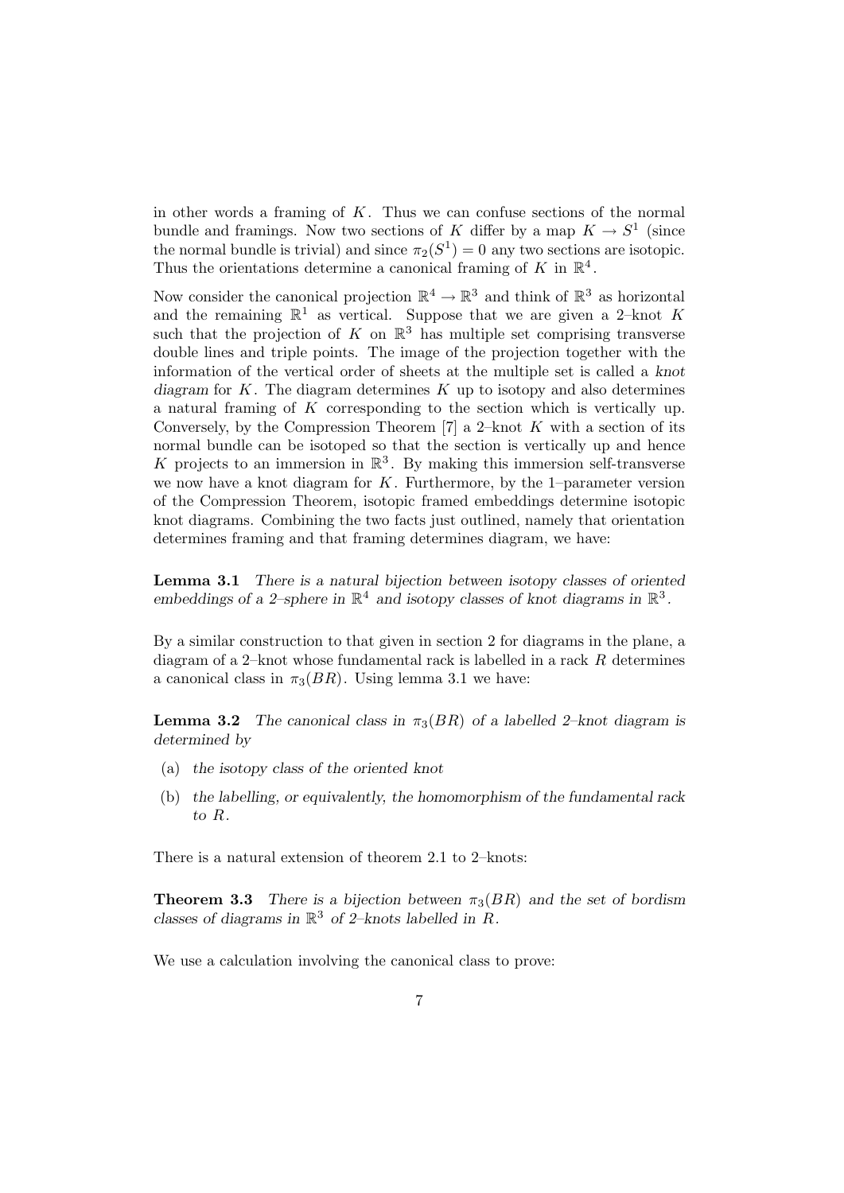in other words a framing of $K$. Thus we can confuse sections of the normal bundle and framings. Now two sections of $K$ differ by a map $K \to S^1$ (since the normal bundle is trivial) and since $\pi_2(S^1) = 0$ any two sections are isotopic. Thus the orientations determine a canonical framing of $K$ in $\mathbb{R}^4$.

Now consider the canonical projection $\mathbb{R}^4 \to \mathbb{R}^3$ and think of $\mathbb{R}^3$ as horizontal and the remaining $\mathbb{R}^1$ as vertical. Suppose that we are given a 2–knot $K$ such that the projection of $K$ on $\mathbb{R}^3$ has multiple set comprising transverse double lines and triple points. The image of the projection together with the information of the vertical order of sheets at the multiple set is called a *knot diagram* for $K$. The diagram determines $K$ up to isotopy and also determines a natural framing of $K$ corresponding to the section which is vertically up. Conversely, by the Compression Theorem [7] a 2–knot $K$ with a section of its normal bundle can be isotoped so that the section is vertically up and hence $K$ projects to an immersion in $\mathbb{R}^3$. By making this immersion self-transverse we now have a knot diagram for $K$. Furthermore, by the 1–parameter version of the Compression Theorem, isotopic framed embeddings determine isotopic knot diagrams. Combining the two facts just outlined, namely that orientation determines framing and that framing determines diagram, we have:

**Lemma 3.1** *There is a natural bijection between isotopy classes of oriented embeddings of a 2–sphere in $\mathbb{R}^4$ and isotopy classes of knot diagrams in $\mathbb{R}^3$.*

By a similar construction to that given in section 2 for diagrams in the plane, a diagram of a 2–knot whose fundamental rack is labelled in a rack $R$ determines a canonical class in $\pi_3(BR)$. Using lemma 3.1 we have:

**Lemma 3.2** *The canonical class in $\pi_3(BR)$ of a labelled 2–knot diagram is determined by*

(a) *the isotopy class of the oriented knot*

(b) *the labelling, or equivalently, the homomorphism of the fundamental rack to $R$.*

There is a natural extension of theorem 2.1 to 2–knots:

**Theorem 3.3** *There is a bijection between $\pi_3(BR)$ and the set of bordism classes of diagrams in $\mathbb{R}^3$ of 2–knots labelled in $R$.*

We use a calculation involving the canonical class to prove: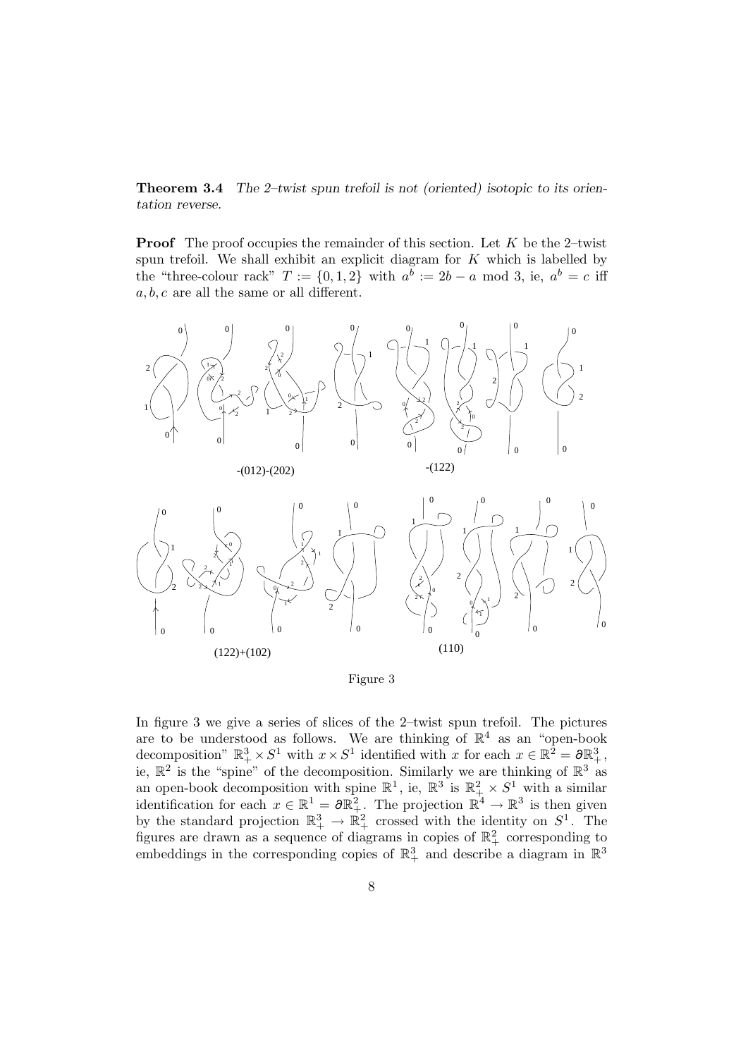**Theorem 3.4** *The 2–twist spun trefoil is not (oriented) isotopic to its orientation reverse.*

**Proof** The proof occupies the remainder of this section. Let $K$ be the 2–twist spun trefoil. We shall exhibit an explicit diagram for $K$ which is labelled by the "three-colour rack" $T := \{0, 1, 2\}$ with $a^b := 2b - a \bmod 3$, ie, $a^b = c$ iff $a, b, c$ are all the same or all different.

-(012)-(202)

-(122)

(122)+(102)

(110)

Figure 3

In figure 3 we give a series of slices of the 2–twist spun trefoil. The pictures are to be understood as follows. We are thinking of $\mathbb{R}^4$ as an "open-book decomposition" $\mathbb{R}^3_+ \times S^1$ with $x \times S^1$ identified with $x$ for each $x \in \mathbb{R}^2 = \partial\mathbb{R}^3_+$, ie, $\mathbb{R}^2$ is the "spine" of the decomposition. Similarly we are thinking of $\mathbb{R}^3$ as an open-book decomposition with spine $\mathbb{R}^1$, ie, $\mathbb{R}^3$ is $\mathbb{R}^2_+ \times S^1$ with a similar identification for each $x \in \mathbb{R}^1 = \partial\mathbb{R}^2_+$. The projection $\mathbb{R}^4 \to \mathbb{R}^3$ is then given by the standard projection $\mathbb{R}^3_+ \to \mathbb{R}^2_+$ crossed with the identity on $S^1$. The figures are drawn as a sequence of diagrams in copies of $\mathbb{R}^2_+$ corresponding to embeddings in the corresponding copies of $\mathbb{R}^3_+$ and describe a diagram in $\mathbb{R}^3$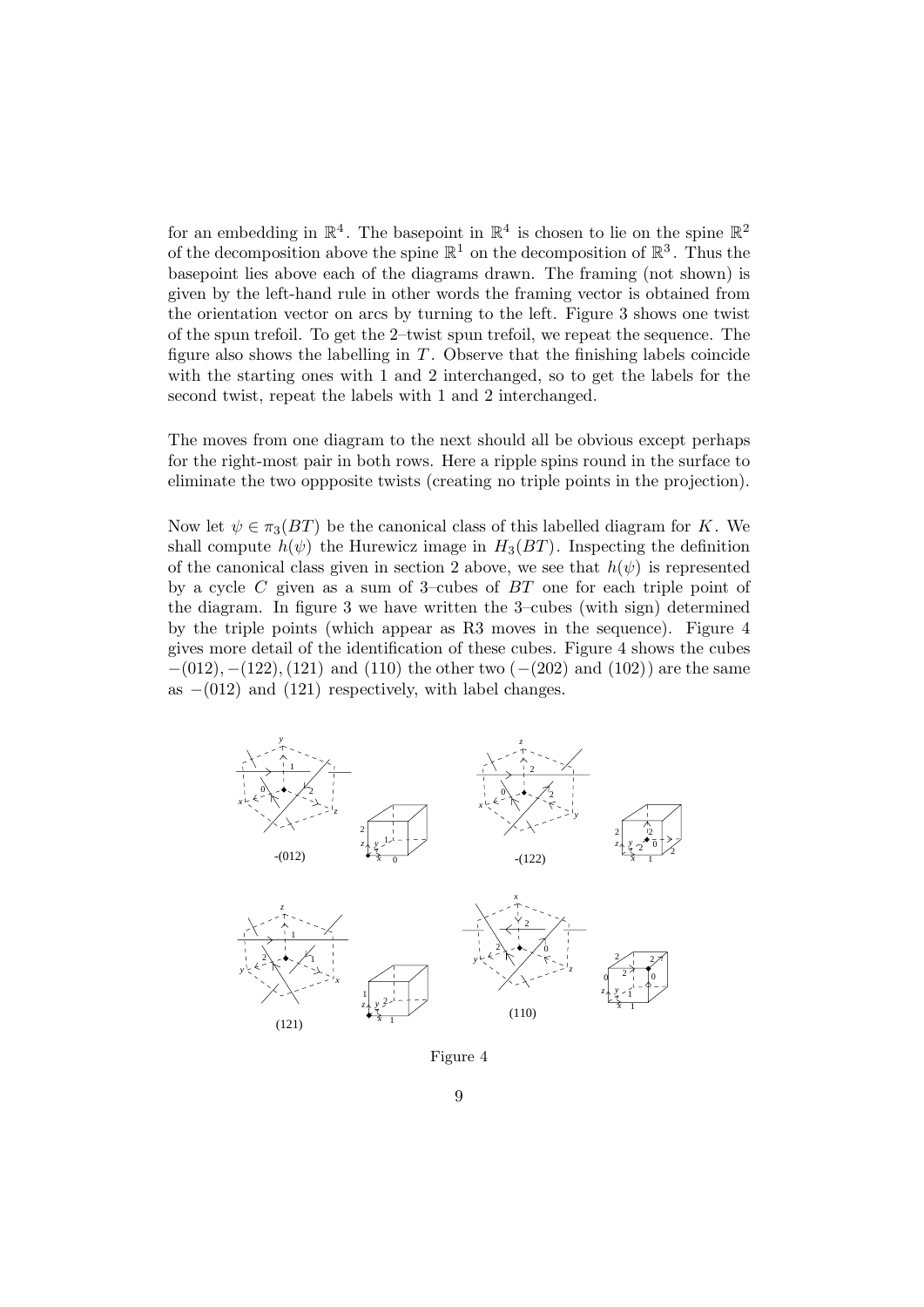for an embedding in $\mathbb{R}^4$. The basepoint in $\mathbb{R}^4$ is chosen to lie on the spine $\mathbb{R}^2$ of the decomposition above the spine $\mathbb{R}^1$ on the decomposition of $\mathbb{R}^3$. Thus the basepoint lies above each of the diagrams drawn. The framing (not shown) is given by the left-hand rule in other words the framing vector is obtained from the orientation vector on arcs by turning to the left. Figure 3 shows one twist of the spun trefoil. To get the 2–twist spun trefoil, we repeat the sequence. The figure also shows the labelling in $T$. Observe that the finishing labels coincide with the starting ones with 1 and 2 interchanged, so to get the labels for the second twist, repeat the labels with 1 and 2 interchanged.

The moves from one diagram to the next should all be obvious except perhaps for the right-most pair in both rows. Here a ripple spins round in the surface to eliminate the two oppposite twists (creating no triple points in the projection).

Now let $\psi \in \pi_3(BT)$ be the canonical class of this labelled diagram for $K$. We shall compute $h(\psi)$ the Hurewicz image in $H_3(BT)$. Inspecting the definition of the canonical class given in section 2 above, we see that $h(\psi)$ is represented by a cycle $C$ given as a sum of 3–cubes of $BT$ one for each triple point of the diagram. In figure 3 we have written the 3–cubes (with sign) determined by the triple points (which appear as R3 moves in the sequence). Figure 4 gives more detail of the identification of these cubes. Figure 4 shows the cubes $-(012), -(122), (121)$ and $(110)$ the other two ($-(202)$ and $(102)$) are the same as $-(012)$ and $(121)$ respectively, with label changes.

Figure 4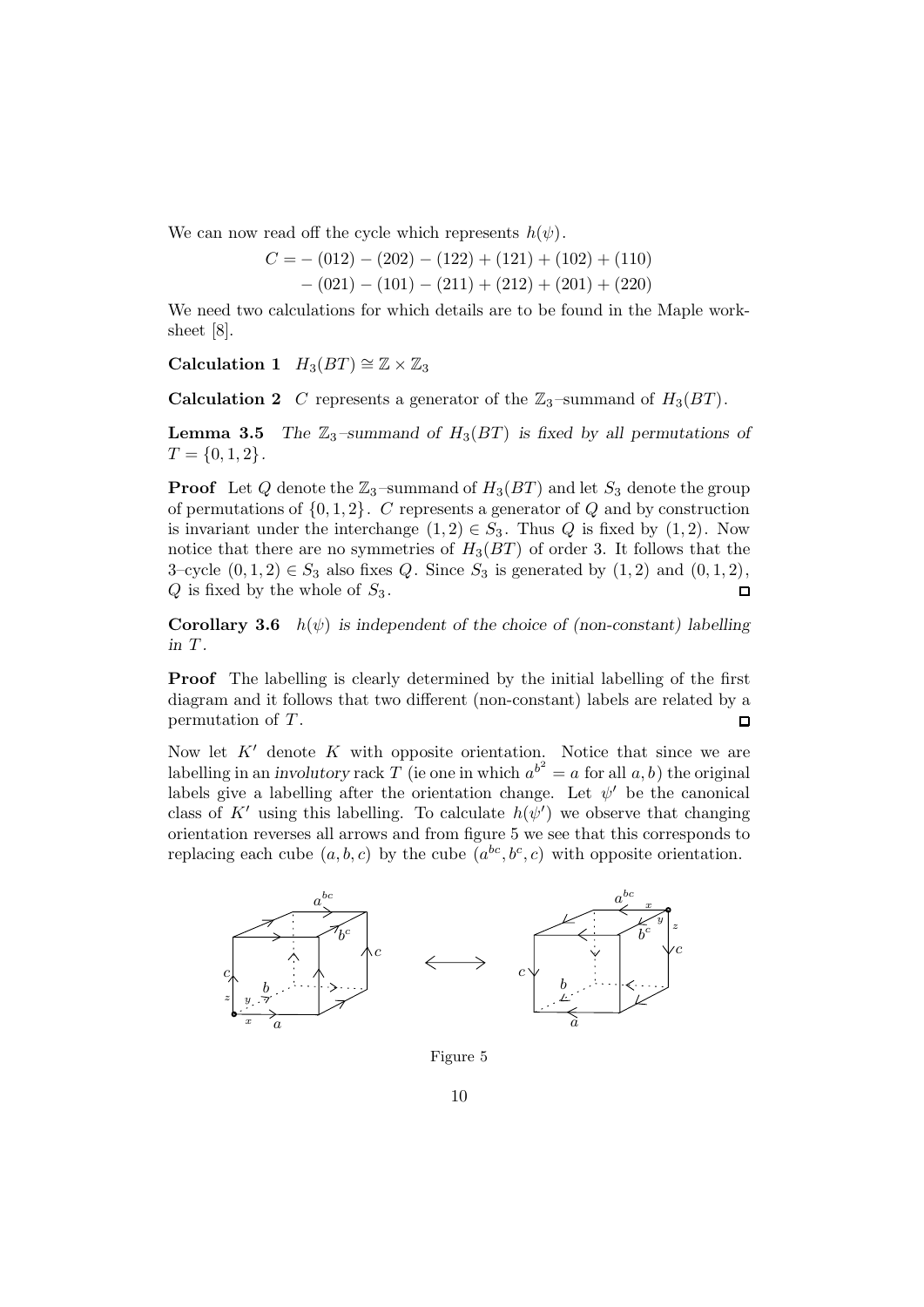We can now read off the cycle which represents $h(\psi)$.

$$\begin{aligned} C = &-(012) - (202) - (122) + (121) + (102) + (110) \\ &-(021) - (101) - (211) + (212) + (201) + (220) \end{aligned}$$

We need two calculations for which details are to be found in the Maple worksheet [8].

**Calculation 1** $H_3(BT) \cong \mathbb{Z} \times \mathbb{Z}_3$

**Calculation 2** $C$ represents a generator of the $\mathbb{Z}_3$–summand of $H_3(BT)$.

**Lemma 3.5** *The $\mathbb{Z}_3$–summand of $H_3(BT)$ is fixed by all permutations of $T = \{0, 1, 2\}$.*

**Proof** Let $Q$ denote the $\mathbb{Z}_3$–summand of $H_3(BT)$ and let $S_3$ denote the group of permutations of $\{0, 1, 2\}$. $C$ represents a generator of $Q$ and by construction is invariant under the interchange $(1, 2) \in S_3$. Thus $Q$ is fixed by $(1, 2)$. Now notice that there are no symmetries of $H_3(BT)$ of order 3. It follows that the 3–cycle $(0, 1, 2) \in S_3$ also fixes $Q$. Since $S_3$ is generated by $(1, 2)$ and $(0, 1, 2)$, $Q$ is fixed by the whole of $S_3$. □

**Corollary 3.6** *$h(\psi)$ is independent of the choice of (non-constant) labelling in $T$.*

**Proof** The labelling is clearly determined by the initial labelling of the first diagram and it follows that two different (non-constant) labels are related by a permutation of $T$. □

Now let $K'$ denote $K$ with opposite orientation. Notice that since we are labelling in an *involutory* rack $T$ (ie one in which $a^{b^2} = a$ for all $a, b$) the original labels give a labelling after the orientation change. Let $\psi'$ be the canonical class of $K'$ using this labelling. To calculate $h(\psi')$ we observe that changing orientation reverses all arrows and from figure 5 we see that this corresponds to replacing each cube $(a, b, c)$ by the cube $(a^{bc}, b^c, c)$ with opposite orientation.

Figure 5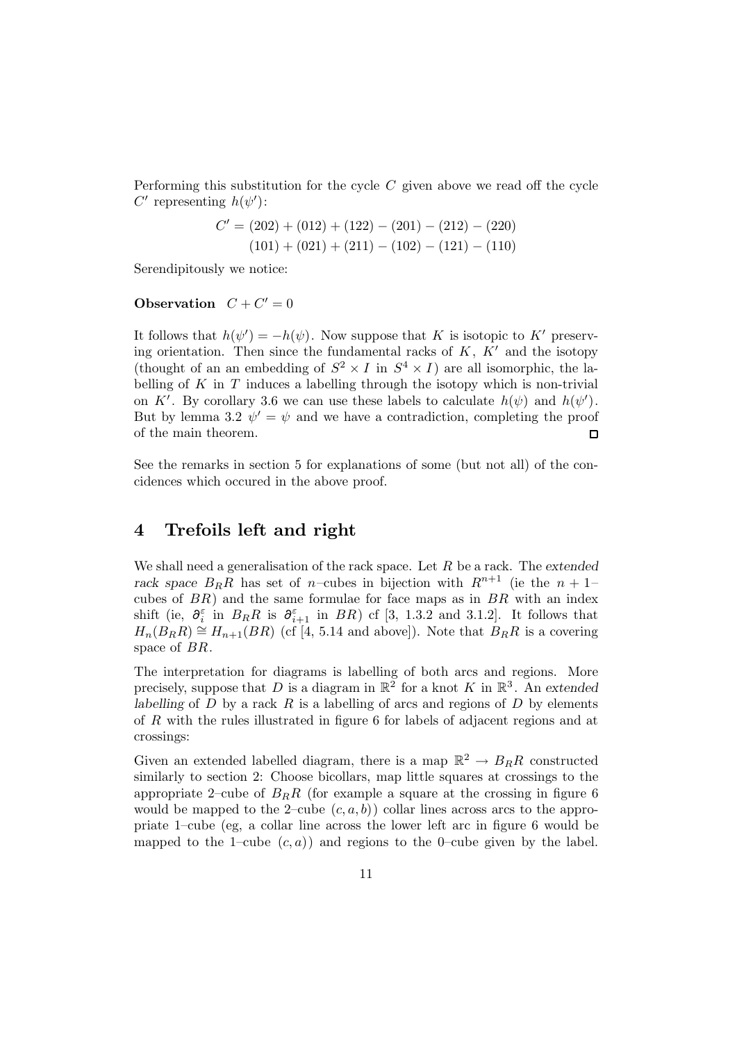Performing this substitution for the cycle $C$ given above we read off the cycle $C'$ representing $h(\psi')$:

$$
\begin{aligned}
C' = &(202) + (012) + (122) - (201) - (212) - (220) \\
&(101) + (021) + (211) - (102) - (121) - (110)
\end{aligned}
$$

Serendipitously we notice:

**Observation** $C + C' = 0$

It follows that $h(\psi') = -h(\psi)$. Now suppose that $K$ is isotopic to $K'$ preserving orientation. Then since the fundamental racks of $K$, $K'$ and the isotopy (thought of an an embedding of $S^2 \times I$ in $S^4 \times I$) are all isomorphic, the labelling of $K$ in $T$ induces a labelling through the isotopy which is non-trivial on $K'$. By corollary 3.6 we can use these labels to calculate $h(\psi)$ and $h(\psi')$. But by lemma 3.2 $\psi' = \psi$ and we have a contradiction, completing the proof of the main theorem. ∎

See the remarks in section 5 for explanations of some (but not all) of the concidences which occured in the above proof.

# 4 Trefoils left and right

We shall need a generalisation of the rack space. Let $R$ be a rack. The *extended rack space* $B_R R$ has set of $n$–cubes in bijection with $R^{n+1}$ (ie the $n+1$–cubes of $BR$) and the same formulae for face maps as in $BR$ with an index shift (ie, $\partial_i^\varepsilon$ in $B_R R$ is $\partial_{i+1}^\varepsilon$ in $BR$) cf [3, 1.3.2 and 3.1.2]. It follows that $H_n(B_R R) \cong H_{n+1}(BR)$ (cf [4, 5.14 and above]). Note that $B_R R$ is a covering space of $BR$.

The interpretation for diagrams is labelling of both arcs and regions. More precisely, suppose that $D$ is a diagram in $\mathbb{R}^2$ for a knot $K$ in $\mathbb{R}^3$. An *extended labelling* of $D$ by a rack $R$ is a labelling of arcs and regions of $D$ by elements of $R$ with the rules illustrated in figure 6 for labels of adjacent regions and at crossings:

Given an extended labelled diagram, there is a map $\mathbb{R}^2 \to B_R R$ constructed similarly to section 2: Choose bicollars, map little squares at crossings to the appropriate 2–cube of $B_R R$ (for example a square at the crossing in figure 6 would be mapped to the 2–cube $(c, a, b)$) collar lines across arcs to the appropriate 1–cube (eg, a collar line across the lower left arc in figure 6 would be mapped to the 1–cube $(c, a)$) and regions to the 0–cube given by the label.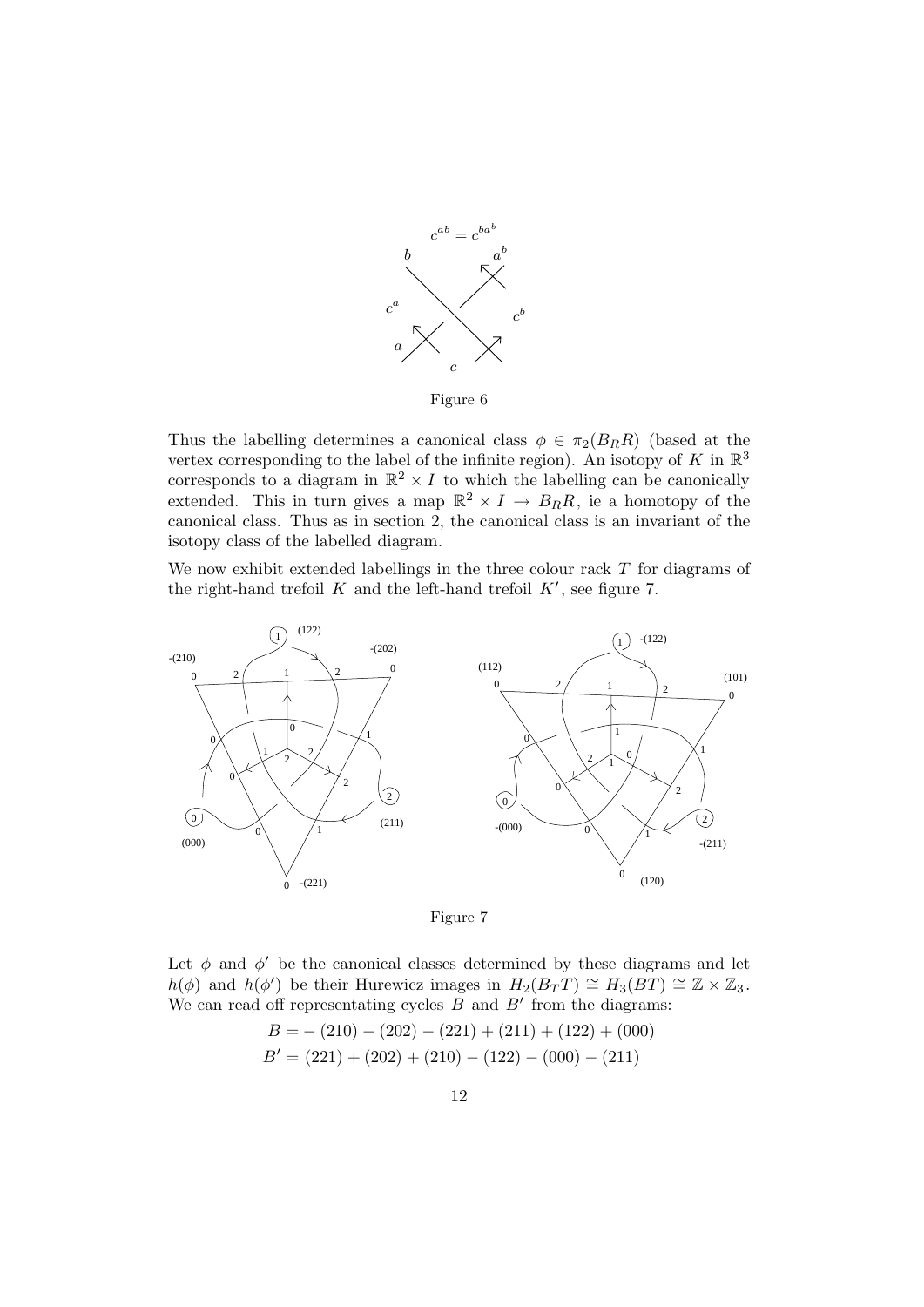Figure 6

Thus the labelling determines a canonical class $\phi \in \pi_2(B_R R)$ (based at the vertex corresponding to the label of the infinite region). An isotopy of $K$ in $\mathbb{R}^3$ corresponds to a diagram in $\mathbb{R}^2 \times I$ to which the labelling can be canonically extended. This in turn gives a map $\mathbb{R}^2 \times I \to B_R R$, ie a homotopy of the canonical class. Thus as in section 2, the canonical class is an invariant of the isotopy class of the labelled diagram.

We now exhibit extended labellings in the three colour rack $T$ for diagrams of the right-hand trefoil $K$ and the left-hand trefoil $K'$, see figure 7.

Figure 7

Let $\phi$ and $\phi'$ be the canonical classes determined by these diagrams and let $h(\phi)$ and $h(\phi')$ be their Hurewicz images in $H_2(B_T T) \cong H_3(BT) \cong \mathbb{Z} \times \mathbb{Z}_3$. We can read off representating cycles $B$ and $B'$ from the diagrams:

$$B = -(210) - (202) - (221) + (211) + (122) + (000)$$
$$B' = (221) + (202) + (210) - (122) - (000) - (211)$$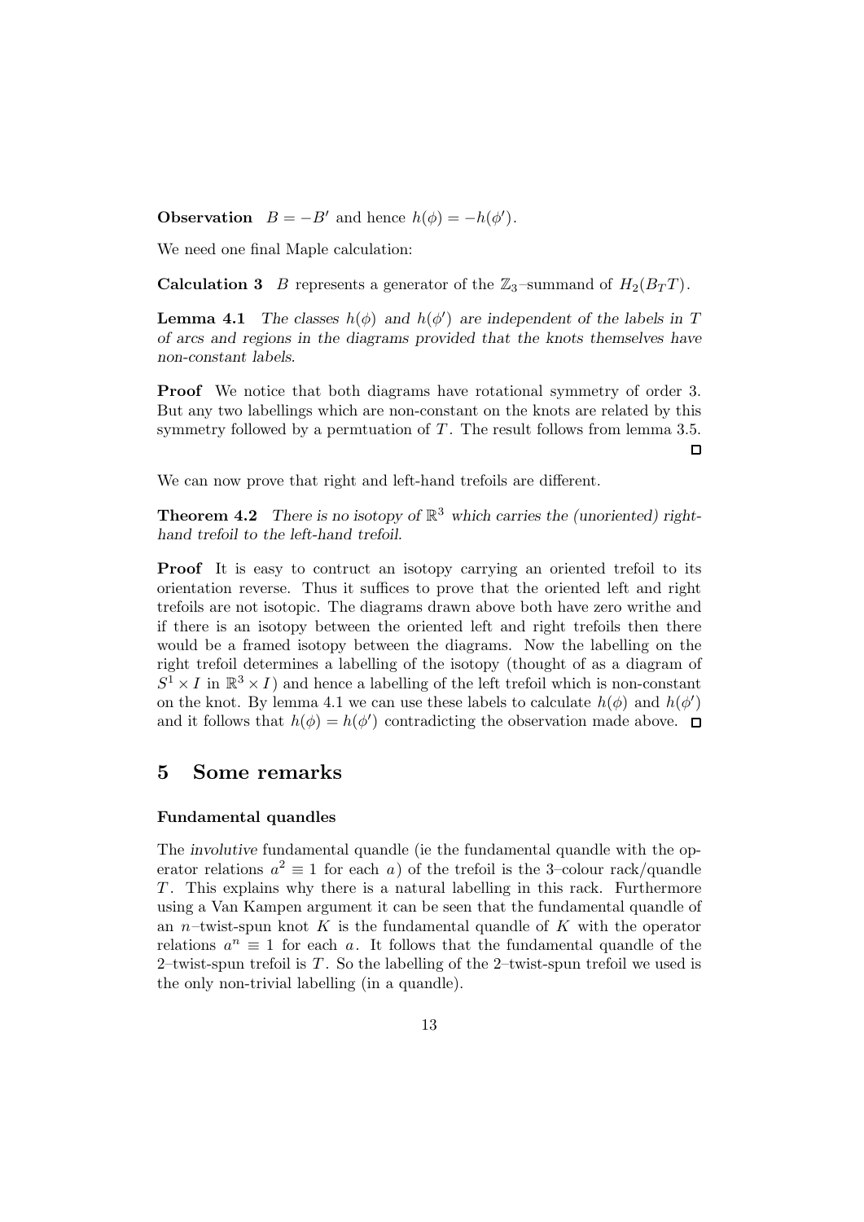**Observation** $B = -B'$ and hence $h(\phi) = -h(\phi')$.

We need one final Maple calculation:

**Calculation 3** $B$ represents a generator of the $\mathbb{Z}_3$–summand of $H_2(B_T T)$.

**Lemma 4.1** *The classes $h(\phi)$ and $h(\phi')$ are independent of the labels in $T$ of arcs and regions in the diagrams provided that the knots themselves have non-constant labels.*

**Proof** We notice that both diagrams have rotational symmetry of order 3. But any two labellings which are non-constant on the knots are related by this symmetry followed by a permutation of $T$. The result follows from lemma 3.5. ◻

We can now prove that right and left-hand trefoils are different.

**Theorem 4.2** *There is no isotopy of $\mathbb{R}^3$ which carries the (unoriented) right-hand trefoil to the left-hand trefoil.*

**Proof** It is easy to contruct an isotopy carrying an oriented trefoil to its orientation reverse. Thus it suffices to prove that the oriented left and right trefoils are not isotopic. The diagrams drawn above both have zero writhe and if there is an isotopy between the oriented left and right trefoils then there would be a framed isotopy between the diagrams. Now the labelling on the right trefoil determines a labelling of the isotopy (thought of as a diagram of $S^1 \times I$ in $\mathbb{R}^3 \times I$) and hence a labelling of the left trefoil which is non-constant on the knot. By lemma 4.1 we can use these labels to calculate $h(\phi)$ and $h(\phi')$ and it follows that $h(\phi) = h(\phi')$ contradicting the observation made above. ◻

## 5 Some remarks

### Fundamental quandles

The *involutive* fundamental quandle (ie the fundamental quandle with the operator relations $a^2 \equiv 1$ for each $a$) of the trefoil is the 3–colour rack/quandle $T$. This explains why there is a natural labelling in this rack. Furthermore using a Van Kampen argument it can be seen that the fundamental quandle of an $n$–twist-spun knot $K$ is the fundamental quandle of $K$ with the operator relations $a^n \equiv 1$ for each $a$. It follows that the fundamental quandle of the 2–twist-spun trefoil is $T$. So the labelling of the 2–twist-spun trefoil we used is the only non-trivial labelling (in a quandle).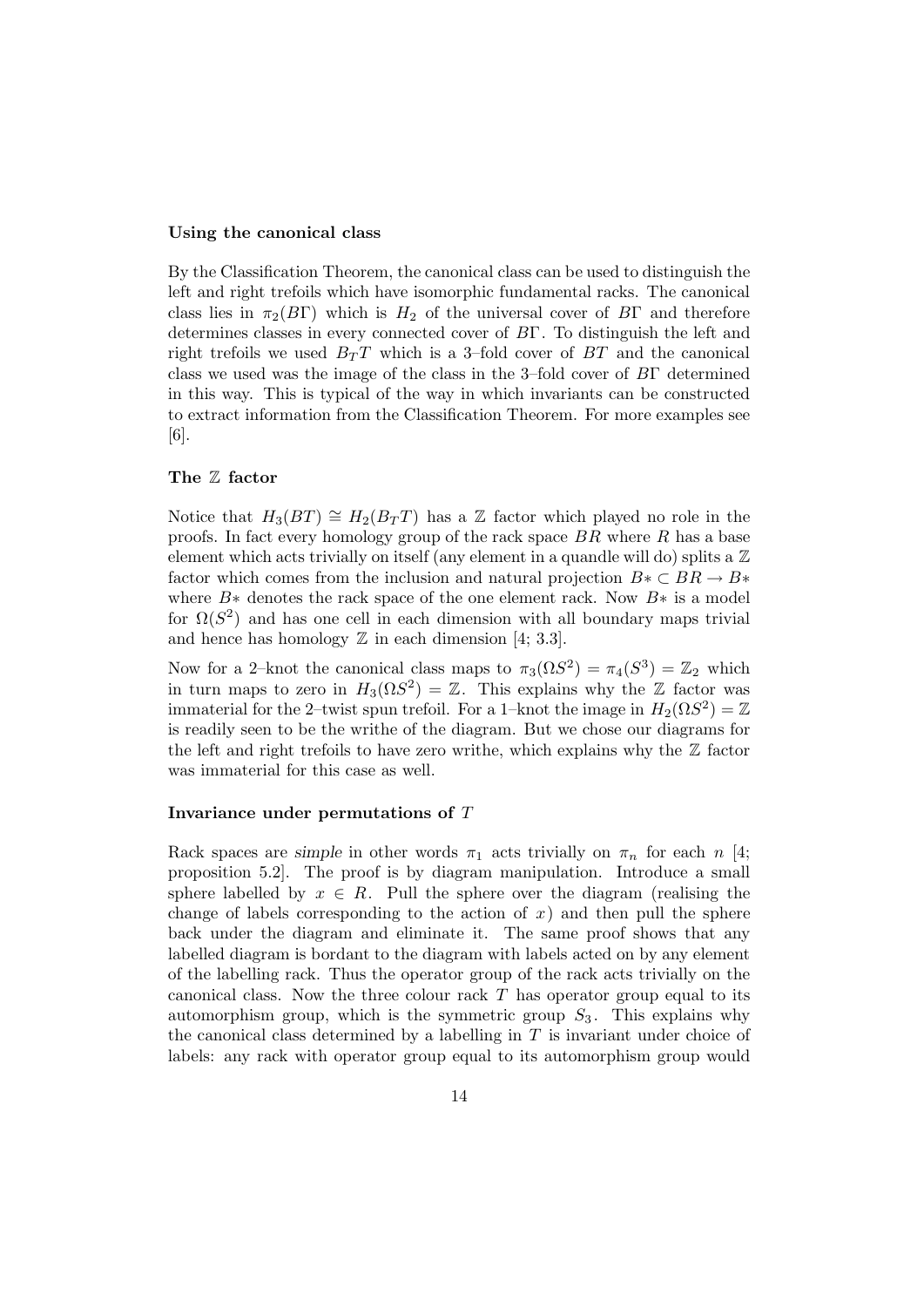### Using the canonical class

By the Classification Theorem, the canonical class can be used to distinguish the left and right trefoils which have isomorphic fundamental racks. The canonical class lies in $\pi_2(B\Gamma)$ which is $H_2$ of the universal cover of $B\Gamma$ and therefore determines classes in every connected cover of $B\Gamma$. To distinguish the left and right trefoils we used $B_T T$ which is a 3–fold cover of $BT$ and the canonical class we used was the image of the class in the 3–fold cover of $B\Gamma$ determined in this way. This is typical of the way in which invariants can be constructed to extract information from the Classification Theorem. For more examples see [6].

### The $\mathbb{Z}$ factor

Notice that $H_3(BT) \cong H_2(B_T T)$ has a $\mathbb{Z}$ factor which played no role in the proofs. In fact every homology group of the rack space $BR$ where $R$ has a base element which acts trivially on itself (any element in a quandle will do) splits a $\mathbb{Z}$ factor which comes from the inclusion and natural projection $B* \subset BR \to B*$ where $B*$ denotes the rack space of the one element rack. Now $B*$ is a model for $\Omega(S^2)$ and has one cell in each dimension with all boundary maps trivial and hence has homology $\mathbb{Z}$ in each dimension [4; 3.3].

Now for a 2–knot the canonical class maps to $\pi_3(\Omega S^2) = \pi_4(S^3) = \mathbb{Z}_2$ which in turn maps to zero in $H_3(\Omega S^2) = \mathbb{Z}$. This explains why the $\mathbb{Z}$ factor was immaterial for the 2–twist spun trefoil. For a 1–knot the image in $H_2(\Omega S^2) = \mathbb{Z}$ is readily seen to be the writhe of the diagram. But we chose our diagrams for the left and right trefoils to have zero writhe, which explains why the $\mathbb{Z}$ factor was immaterial for this case as well.

### Invariance under permutations of $T$

Rack spaces are *simple* in other words $\pi_1$ acts trivially on $\pi_n$ for each $n$ [4; proposition 5.2]. The proof is by diagram manipulation. Introduce a small sphere labelled by $x \in R$. Pull the sphere over the diagram (realising the change of labels corresponding to the action of $x$) and then pull the sphere back under the diagram and eliminate it. The same proof shows that any labelled diagram is bordant to the diagram with labels acted on by any element of the labelling rack. Thus the operator group of the rack acts trivially on the canonical class. Now the three colour rack $T$ has operator group equal to its automorphism group, which is the symmetric group $S_3$. This explains why the canonical class determined by a labelling in $T$ is invariant under choice of labels: any rack with operator group equal to its automorphism group would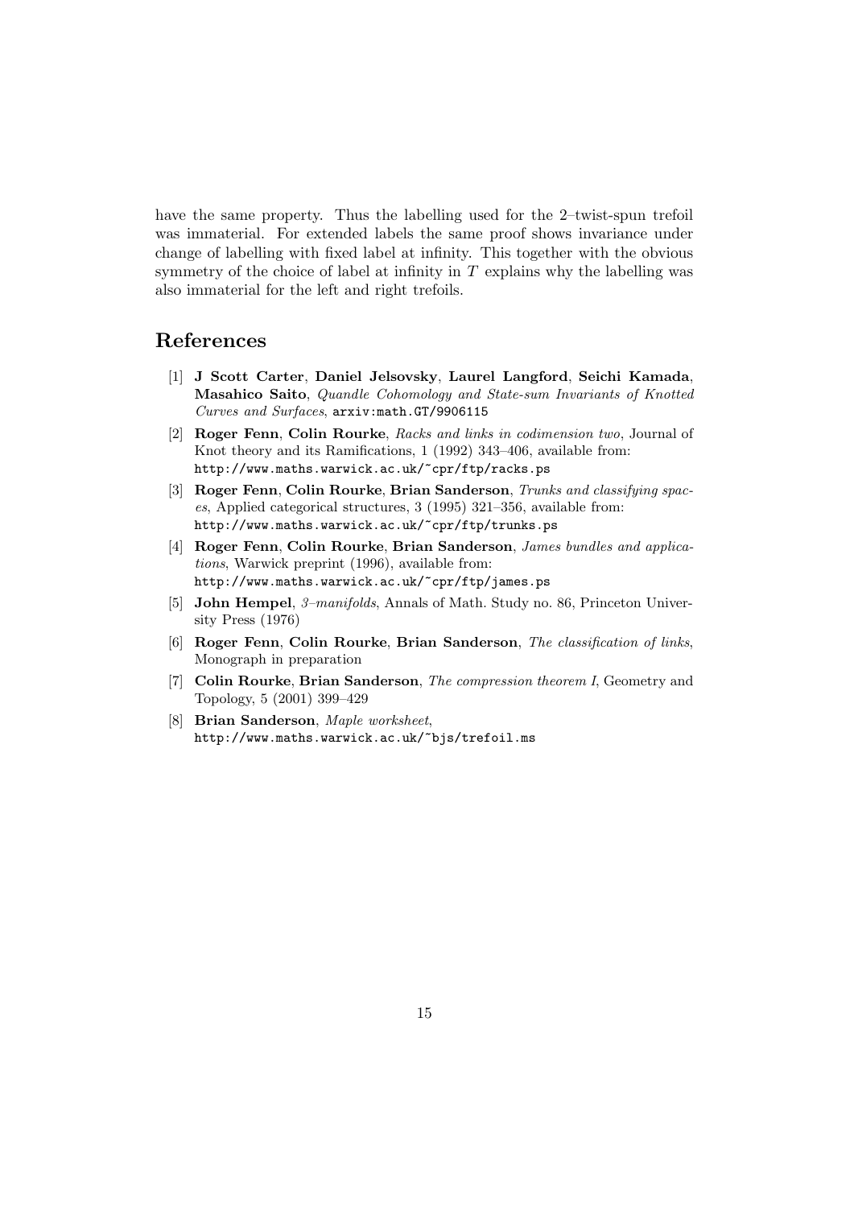have the same property. Thus the labelling used for the 2–twist-spun trefoil was immaterial. For extended labels the same proof shows invariance under change of labelling with fixed label at infinity. This together with the obvious symmetry of the choice of label at infinity in $T$ explains why the labelling was also immaterial for the left and right trefoils.

# References

[1] **J Scott Carter**, **Daniel Jelsovsky**, **Laurel Langford**, **Seichi Kamada**, **Masahico Saito**, *Quandle Cohomology and State-sum Invariants of Knotted Curves and Surfaces*, `arxiv:math.GT/9906115`

[2] **Roger Fenn**, **Colin Rourke**, *Racks and links in codimension two*, Journal of Knot theory and its Ramifications, 1 (1992) 343–406, available from: `http://www.maths.warwick.ac.uk/~cpr/ftp/racks.ps`

[3] **Roger Fenn**, **Colin Rourke**, **Brian Sanderson**, *Trunks and classifying spaces*, Applied categorical structures, 3 (1995) 321–356, available from: `http://www.maths.warwick.ac.uk/~cpr/ftp/trunks.ps`

[4] **Roger Fenn**, **Colin Rourke**, **Brian Sanderson**, *James bundles and applications*, Warwick preprint (1996), available from: `http://www.maths.warwick.ac.uk/~cpr/ftp/james.ps`

[5] **John Hempel**, *3–manifolds*, Annals of Math. Study no. 86, Princeton University Press (1976)

[6] **Roger Fenn**, **Colin Rourke**, **Brian Sanderson**, *The classification of links*, Monograph in preparation

[7] **Colin Rourke**, **Brian Sanderson**, *The compression theorem I*, Geometry and Topology, 5 (2001) 399–429

[8] **Brian Sanderson**, *Maple worksheet*, `http://www.maths.warwick.ac.uk/~bjs/trefoil.ms`